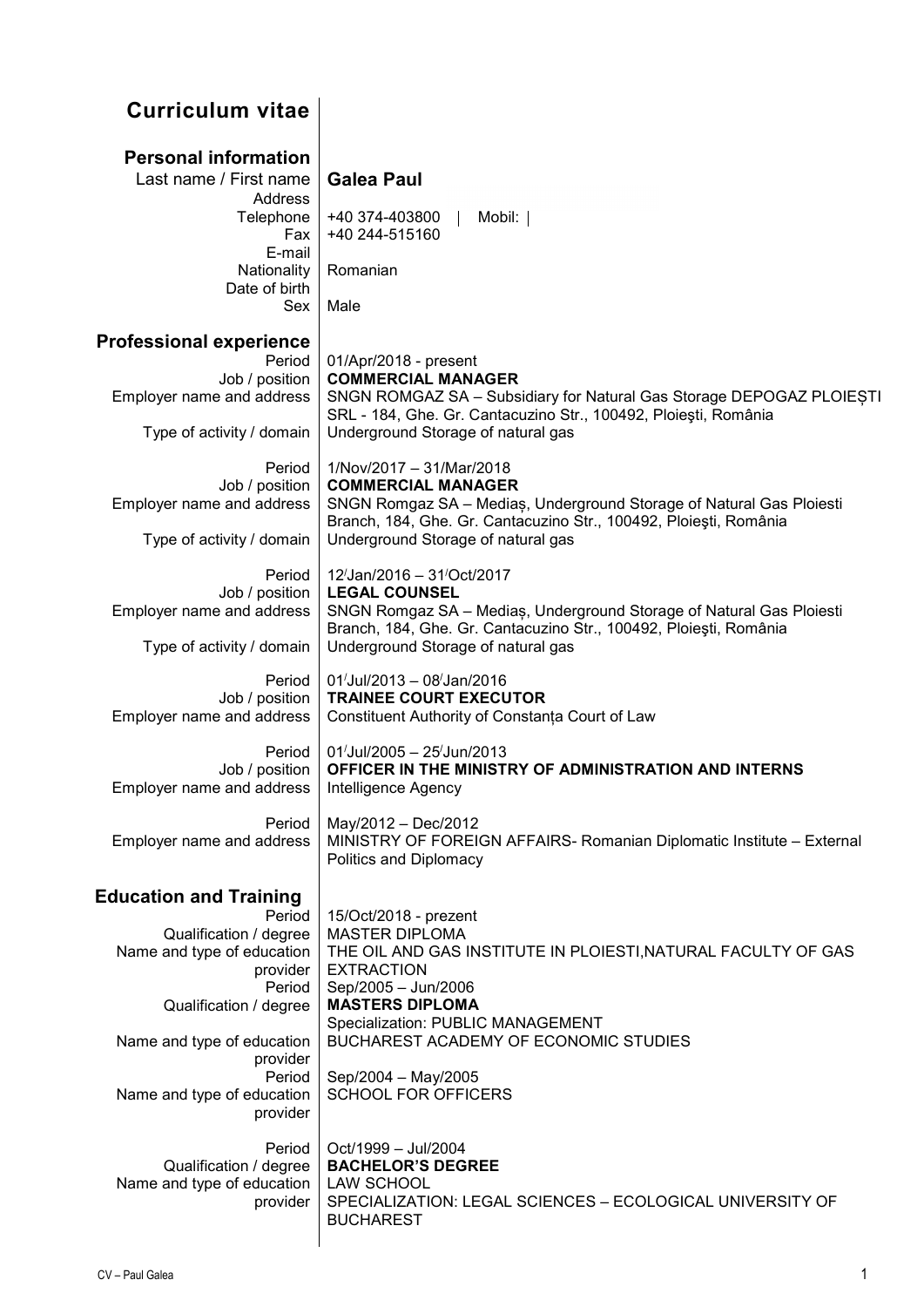# Curriculum vitae

## Personal information

| | |
|---|---|
| Last name / First name | **Galea Paul** |
| Address | |
| Telephone | +40 374-403800 \| Mobil: \| |
| Fax | +40 244-515160 |
| E-mail | |
| Nationality | Romanian |
| Date of birth | |
| Sex | Male |

## Professional experience

| | |
|---|---|
| Period | 01/Apr/2018 - present |
| Job / position | **COMMERCIAL MANAGER** |
| Employer name and address | SNGN ROMGAZ SA – Subsidiary for Natural Gas Storage DEPOGAZ PLOIEȘTI SRL - 184, Ghe. Gr. Cantacuzino Str., 100492, Ploieşti, România |
| Type of activity / domain | Underground Storage of natural gas |
| | |
| Period | 1/Nov/2017 – 31/Mar/2018 |
| Job / position | **COMMERCIAL MANAGER** |
| Employer name and address | SNGN Romgaz SA – Mediaș, Underground Storage of Natural Gas Ploiesti Branch, 184, Ghe. Gr. Cantacuzino Str., 100492, Ploieşti, România |
| Type of activity / domain | Underground Storage of natural gas |
| | |
| Period | 12/Jan/2016 – 31/Oct/2017 |
| Job / position | **LEGAL COUNSEL** |
| Employer name and address | SNGN Romgaz SA – Mediaș, Underground Storage of Natural Gas Ploiesti Branch, 184, Ghe. Gr. Cantacuzino Str., 100492, Ploieşti, România |
| Type of activity / domain | Underground Storage of natural gas |
| | |
| Period | 01/Jul/2013 – 08/Jan/2016 |
| Job / position | **TRAINEE COURT EXECUTOR** |
| Employer name and address | Constituent Authority of Constanța Court of Law |
| | |
| Period | 01/Jul/2005 – 25/Jun/2013 |
| Job / position | **OFFICER IN THE MINISTRY OF ADMINISTRATION AND INTERNS** |
| Employer name and address | Intelligence Agency |
| | |
| Period | May/2012 – Dec/2012 |
| Employer name and address | MINISTRY OF FOREIGN AFFAIRS- Romanian Diplomatic Institute – External Politics and Diplomacy |

## Education and Training

| | |
|---|---|
| Period | 15/Oct/2018 - prezent |
| Qualification / degree | MASTER DIPLOMA |
| Name and type of education provider | THE OIL AND GAS INSTITUTE IN PLOIESTI,NATURAL FACULTY OF GAS EXTRACTION |
| Period | Sep/2005 – Jun/2006 |
| Qualification / degree | **MASTERS DIPLOMA**<br>Specialization: PUBLIC MANAGEMENT |
| Name and type of education provider | BUCHAREST ACADEMY OF ECONOMIC STUDIES |
| | |
| Period | Sep/2004 – May/2005 |
| Name and type of education provider | SCHOOL FOR OFFICERS |
| | |
| Period | Oct/1999 – Jul/2004 |
| Qualification / degree | **BACHELOR'S DEGREE** |
| Name and type of education provider | LAW SCHOOL<br>SPECIALIZATION: LEGAL SCIENCES – ECOLOGICAL UNIVERSITY OF BUCHAREST |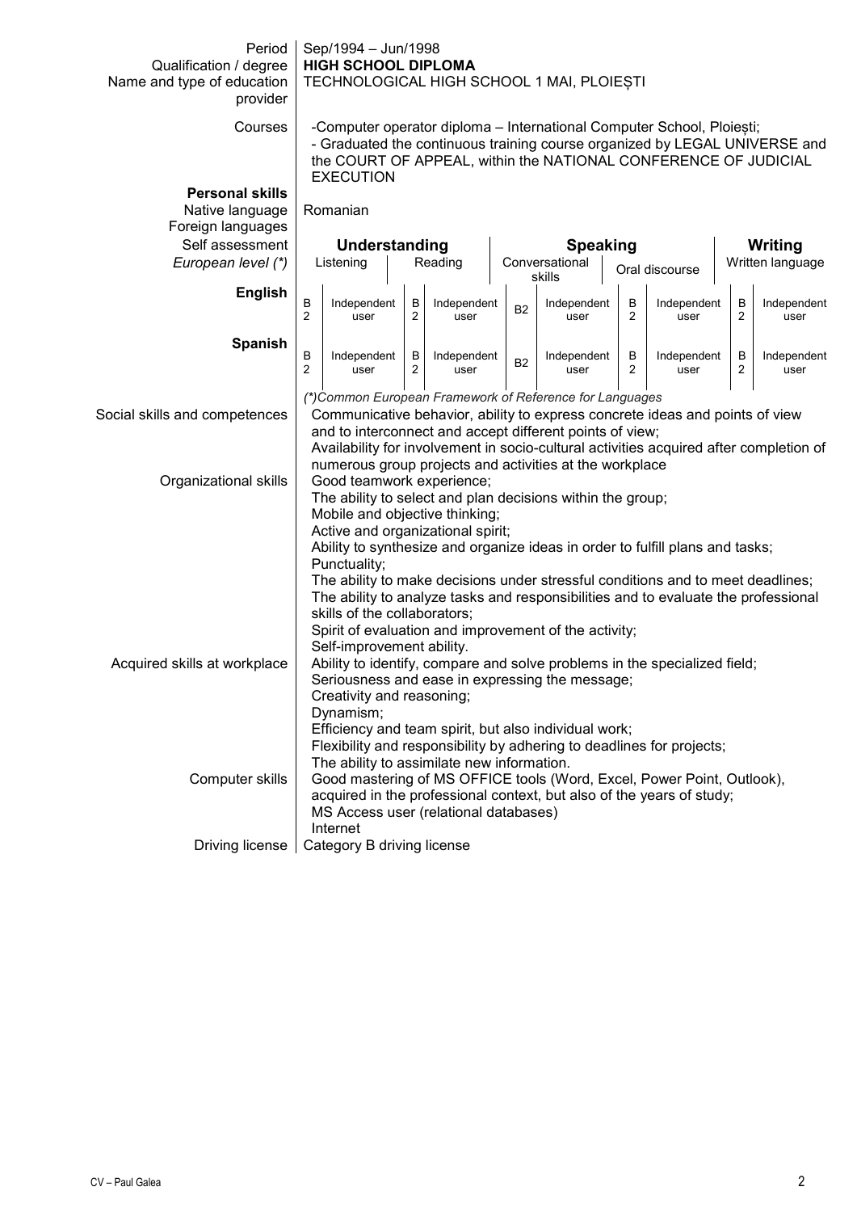| | |
|---|---|
| Period | Sep/1994 – Jun/1998 |
| Qualification / degree | **HIGH SCHOOL DIPLOMA** |
| Name and type of education provider | TECHNOLOGICAL HIGH SCHOOL 1 MAI, PLOIEȘTI |
| Courses | -Computer operator diploma – International Computer School, Ploiești;<br>- Graduated the continuous training course organized by LEGAL UNIVERSE and the COURT OF APPEAL, within the NATIONAL CONFERENCE OF JUDICIAL EXECUTION |

**Personal skills**

Native language: Romanian

Foreign languages

| Self assessment | Understanding | | | | Speaking | | | | Writing | |
|---|---|---|---|---|---|---|---|---|---|---|
| *European level (\*)* | Listening | | Reading | | Conversational skills | | Oral discourse | | Written language | |
| **English** | B2 | Independent user | B2 | Independent user | B2 | Independent user | B2 | Independent user | B2 | Independent user |
| **Spanish** | B2 | Independent user | B2 | Independent user | B2 | Independent user | B2 | Independent user | B2 | Independent user |

*(\*)Common European Framework of Reference for Languages*

| | |
|---|---|
| Social skills and competences | Communicative behavior, ability to express concrete ideas and points of view and to interconnect and accept different points of view;<br>Availability for involvement in socio-cultural activities acquired after completion of numerous group projects and activities at the workplace |
| Organizational skills | Good teamwork experience;<br>The ability to select and plan decisions within the group;<br>Mobile and objective thinking;<br>Active and organizational spirit;<br>Ability to synthesize and organize ideas in order to fulfill plans and tasks;<br>Punctuality;<br>The ability to make decisions under stressful conditions and to meet deadlines;<br>The ability to analyze tasks and responsibilities and to evaluate the professional skills of the collaborators;<br>Spirit of evaluation and improvement of the activity;<br>Self-improvement ability. |
| Acquired skills at workplace | Ability to identify, compare and solve problems in the specialized field;<br>Seriousness and ease in expressing the message;<br>Creativity and reasoning;<br>Dynamism;<br>Efficiency and team spirit, but also individual work;<br>Flexibility and responsibility by adhering to deadlines for projects;<br>The ability to assimilate new information. |
| Computer skills | Good mastering of MS OFFICE tools (Word, Excel, Power Point, Outlook), acquired in the professional context, but also of the years of study;<br>MS Access user (relational databases)<br>Internet |
| Driving license | Category B driving license |